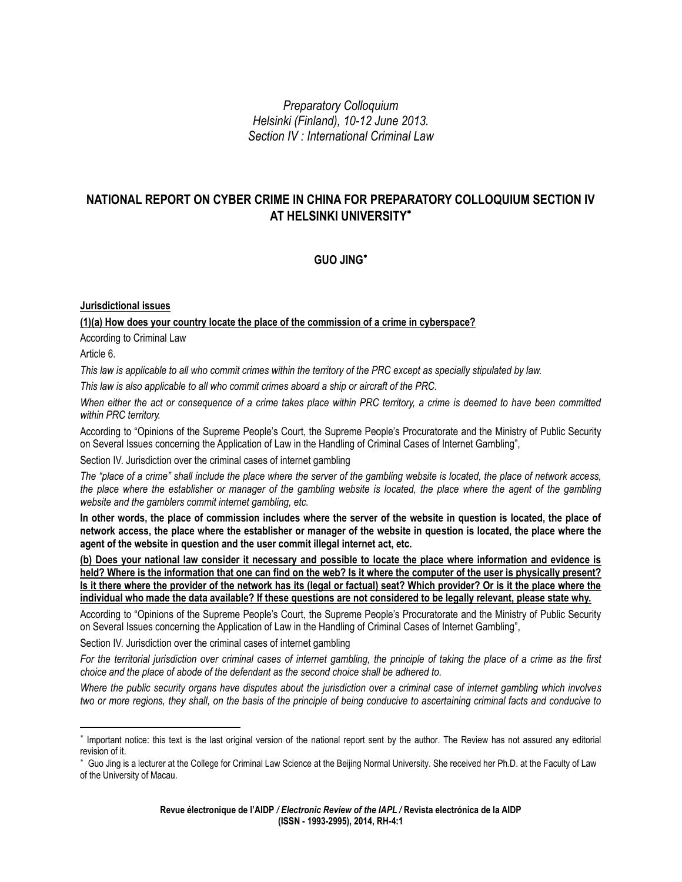*Preparatory Colloquium*
*Helsinki (Finland), 10-12 June 2013.*
*Section IV : International Criminal Law*

# NATIONAL REPORT ON CYBER CRIME IN CHINA FOR PREPARATORY COLLOQUIUM SECTION IV AT HELSINKI UNIVERSITY*

**GUO JING***

**Jurisdictional issues**

**(1)(a) How does your country locate the place of the commission of a crime in cyberspace?**

According to Criminal Law

Article 6.

*This law is applicable to all who commit crimes within the territory of the PRC except as specially stipulated by law.*

*This law is also applicable to all who commit crimes aboard a ship or aircraft of the PRC.*

*When either the act or consequence of a crime takes place within PRC territory, a crime is deemed to have been committed within PRC territory.*

According to "Opinions of the Supreme People's Court, the Supreme People's Procuratorate and the Ministry of Public Security on Several Issues concerning the Application of Law in the Handling of Criminal Cases of Internet Gambling",

Section IV. Jurisdiction over the criminal cases of internet gambling

*The "place of a crime" shall include the place where the server of the gambling website is located, the place of network access, the place where the establisher or manager of the gambling website is located, the place where the agent of the gambling website and the gamblers commit internet gambling, etc.*

**In other words, the place of commission includes where the server of the website in question is located, the place of network access, the place where the establisher or manager of the website in question is located, the place where the agent of the website in question and the user commit illegal internet act, etc.**

**(b) Does your national law consider it necessary and possible to locate the place where information and evidence is held? Where is the information that one can find on the web? Is it where the computer of the user is physically present? Is it there where the provider of the network has its (legal or factual) seat? Which provider? Or is it the place where the individual who made the data available? If these questions are not considered to be legally relevant, please state why.**

According to "Opinions of the Supreme People's Court, the Supreme People's Procuratorate and the Ministry of Public Security on Several Issues concerning the Application of Law in the Handling of Criminal Cases of Internet Gambling",

Section IV. Jurisdiction over the criminal cases of internet gambling

*For the territorial jurisdiction over criminal cases of internet gambling, the principle of taking the place of a crime as the first choice and the place of abode of the defendant as the second choice shall be adhered to.*

*Where the public security organs have disputes about the jurisdiction over a criminal case of internet gambling which involves two or more regions, they shall, on the basis of the principle of being conducive to ascertaining criminal facts and conducive to*

---

* Important notice: this text is the last original version of the national report sent by the author. The Review has not assured any editorial revision of it.

* Guo Jing is a lecturer at the College for Criminal Law Science at the Beijing Normal University. She received her Ph.D. at the Faculty of Law of the University of Macau.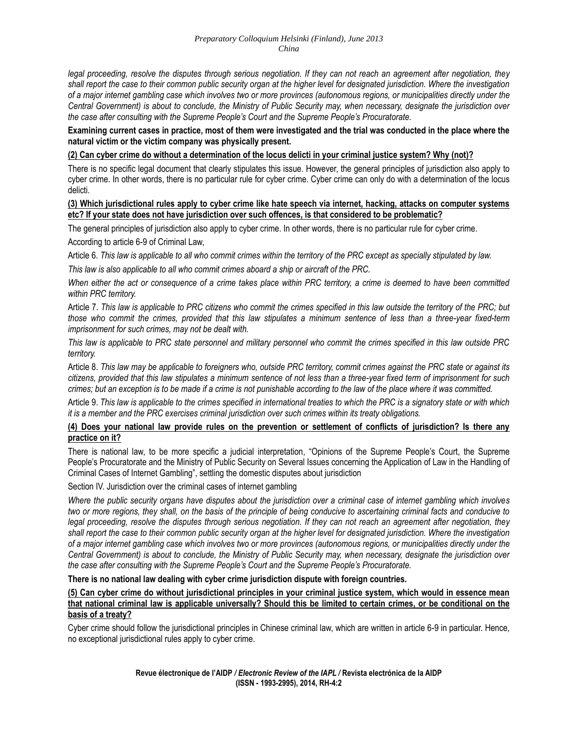*legal proceeding, resolve the disputes through serious negotiation. If they can not reach an agreement after negotiation, they shall report the case to their common public security organ at the higher level for designated jurisdiction. Where the investigation of a major internet gambling case which involves two or more provinces (autonomous regions, or municipalities directly under the Central Government) is about to conclude, the Ministry of Public Security may, when necessary, designate the jurisdiction over the case after consulting with the Supreme People's Court and the Supreme People's Procuratorate.*

**Examining current cases in practice, most of them were investigated and the trial was conducted in the place where the natural victim or the victim company was physically present.**

**(2) Can cyber crime do without a determination of the locus delicti in your criminal justice system? Why (not)?**

There is no specific legal document that clearly stipulates this issue. However, the general principles of jurisdiction also apply to cyber crime. In other words, there is no particular rule for cyber crime. Cyber crime can only do with a determination of the locus delicti.

**(3) Which jurisdictional rules apply to cyber crime like hate speech via internet, hacking, attacks on computer systems etc? If your state does not have jurisdiction over such offences, is that considered to be problematic?**

The general principles of jurisdiction also apply to cyber crime. In other words, there is no particular rule for cyber crime.

According to article 6-9 of Criminal Law,

Article 6. *This law is applicable to all who commit crimes within the territory of the PRC except as specially stipulated by law.*

*This law is also applicable to all who commit crimes aboard a ship or aircraft of the PRC.*

*When either the act or consequence of a crime takes place within PRC territory, a crime is deemed to have been committed within PRC territory.*

Article 7. *This law is applicable to PRC citizens who commit the crimes specified in this law outside the territory of the PRC; but those who commit the crimes, provided that this law stipulates a minimum sentence of less than a three-year fixed-term imprisonment for such crimes, may not be dealt with.*

*This law is applicable to PRC state personnel and military personnel who commit the crimes specified in this law outside PRC territory.*

Article 8. *This law may be applicable to foreigners who, outside PRC territory, commit crimes against the PRC state or against its citizens, provided that this law stipulates a minimum sentence of not less than a three-year fixed term of imprisonment for such crimes; but an exception is to be made if a crime is not punishable according to the law of the place where it was committed.*

Article 9. *This law is applicable to the crimes specified in international treaties to which the PRC is a signatory state or with which it is a member and the PRC exercises criminal jurisdiction over such crimes within its treaty obligations.*

**(4) Does your national law provide rules on the prevention or settlement of conflicts of jurisdiction? Is there any practice on it?**

There is national law, to be more specific a judicial interpretation, "Opinions of the Supreme People's Court, the Supreme People's Procuratorate and the Ministry of Public Security on Several Issues concerning the Application of Law in the Handling of Criminal Cases of Internet Gambling", settling the domestic disputes about jurisdiction

Section IV. Jurisdiction over the criminal cases of internet gambling

*Where the public security organs have disputes about the jurisdiction over a criminal case of internet gambling which involves two or more regions, they shall, on the basis of the principle of being conducive to ascertaining criminal facts and conducive to legal proceeding, resolve the disputes through serious negotiation. If they can not reach an agreement after negotiation, they shall report the case to their common public security organ at the higher level for designated jurisdiction. Where the investigation of a major internet gambling case which involves two or more provinces (autonomous regions, or municipalities directly under the Central Government) is about to conclude, the Ministry of Public Security may, when necessary, designate the jurisdiction over the case after consulting with the Supreme People's Court and the Supreme People's Procuratorate.*

**There is no national law dealing with cyber crime jurisdiction dispute with foreign countries.**

**(5) Can cyber crime do without jurisdictional principles in your criminal justice system, which would in essence mean that national criminal law is applicable universally? Should this be limited to certain crimes, or be conditional on the basis of a treaty?**

Cyber crime should follow the jurisdictional principles in Chinese criminal law, which are written in article 6-9 in particular. Hence, no exceptional jurisdictional rules apply to cyber crime.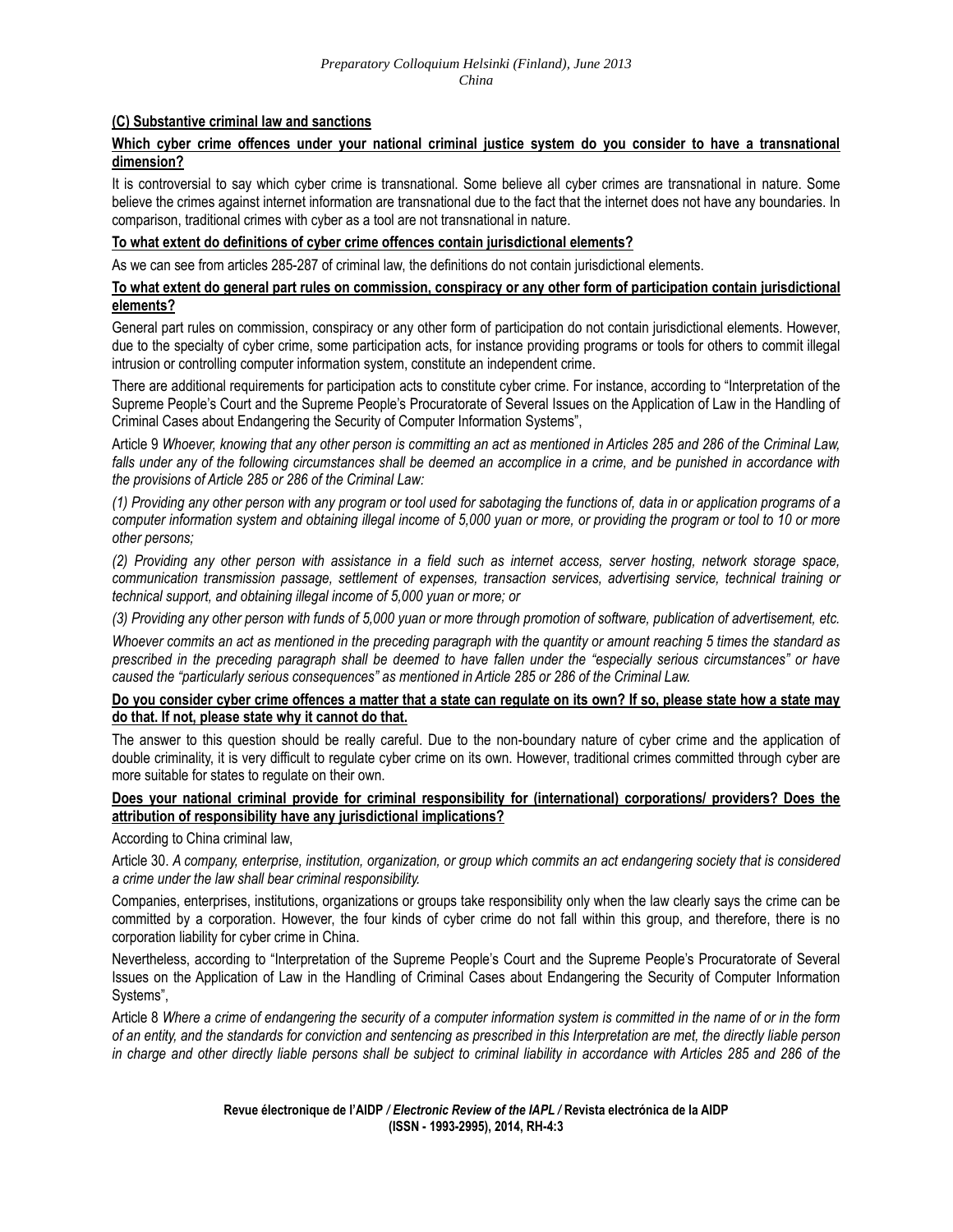**(C) Substantive criminal law and sanctions**

**Which cyber crime offences under your national criminal justice system do you consider to have a transnational dimension?**

It is controversial to say which cyber crime is transnational. Some believe all cyber crimes are transnational in nature. Some believe the crimes against internet information are transnational due to the fact that the internet does not have any boundaries. In comparison, traditional crimes with cyber as a tool are not transnational in nature.

**To what extent do definitions of cyber crime offences contain jurisdictional elements?**

As we can see from articles 285-287 of criminal law, the definitions do not contain jurisdictional elements.

**To what extent do general part rules on commission, conspiracy or any other form of participation contain jurisdictional elements?**

General part rules on commission, conspiracy or any other form of participation do not contain jurisdictional elements. However, due to the specialty of cyber crime, some participation acts, for instance providing programs or tools for others to commit illegal intrusion or controlling computer information system, constitute an independent crime.

There are additional requirements for participation acts to constitute cyber crime. For instance, according to "Interpretation of the Supreme People's Court and the Supreme People's Procuratorate of Several Issues on the Application of Law in the Handling of Criminal Cases about Endangering the Security of Computer Information Systems",

Article 9 *Whoever, knowing that any other person is committing an act as mentioned in Articles 285 and 286 of the Criminal Law, falls under any of the following circumstances shall be deemed an accomplice in a crime, and be punished in accordance with the provisions of Article 285 or 286 of the Criminal Law:*

*(1) Providing any other person with any program or tool used for sabotaging the functions of, data in or application programs of a computer information system and obtaining illegal income of 5,000 yuan or more, or providing the program or tool to 10 or more other persons;*

*(2) Providing any other person with assistance in a field such as internet access, server hosting, network storage space, communication transmission passage, settlement of expenses, transaction services, advertising service, technical training or technical support, and obtaining illegal income of 5,000 yuan or more; or*

*(3) Providing any other person with funds of 5,000 yuan or more through promotion of software, publication of advertisement, etc.*

*Whoever commits an act as mentioned in the preceding paragraph with the quantity or amount reaching 5 times the standard as prescribed in the preceding paragraph shall be deemed to have fallen under the "especially serious circumstances" or have caused the "particularly serious consequences" as mentioned in Article 285 or 286 of the Criminal Law.*

**Do you consider cyber crime offences a matter that a state can regulate on its own? If so, please state how a state may do that. If not, please state why it cannot do that.**

The answer to this question should be really careful. Due to the non-boundary nature of cyber crime and the application of double criminality, it is very difficult to regulate cyber crime on its own. However, traditional crimes committed through cyber are more suitable for states to regulate on their own.

**Does your national criminal provide for criminal responsibility for (international) corporations/ providers? Does the attribution of responsibility have any jurisdictional implications?**

According to China criminal law,

Article 30. *A company, enterprise, institution, organization, or group which commits an act endangering society that is considered a crime under the law shall bear criminal responsibility.*

Companies, enterprises, institutions, organizations or groups take responsibility only when the law clearly says the crime can be committed by a corporation. However, the four kinds of cyber crime do not fall within this group, and therefore, there is no corporation liability for cyber crime in China.

Nevertheless, according to "Interpretation of the Supreme People's Court and the Supreme People's Procuratorate of Several Issues on the Application of Law in the Handling of Criminal Cases about Endangering the Security of Computer Information Systems",

Article 8 *Where a crime of endangering the security of a computer information system is committed in the name of or in the form of an entity, and the standards for conviction and sentencing as prescribed in this Interpretation are met, the directly liable person in charge and other directly liable persons shall be subject to criminal liability in accordance with Articles 285 and 286 of the*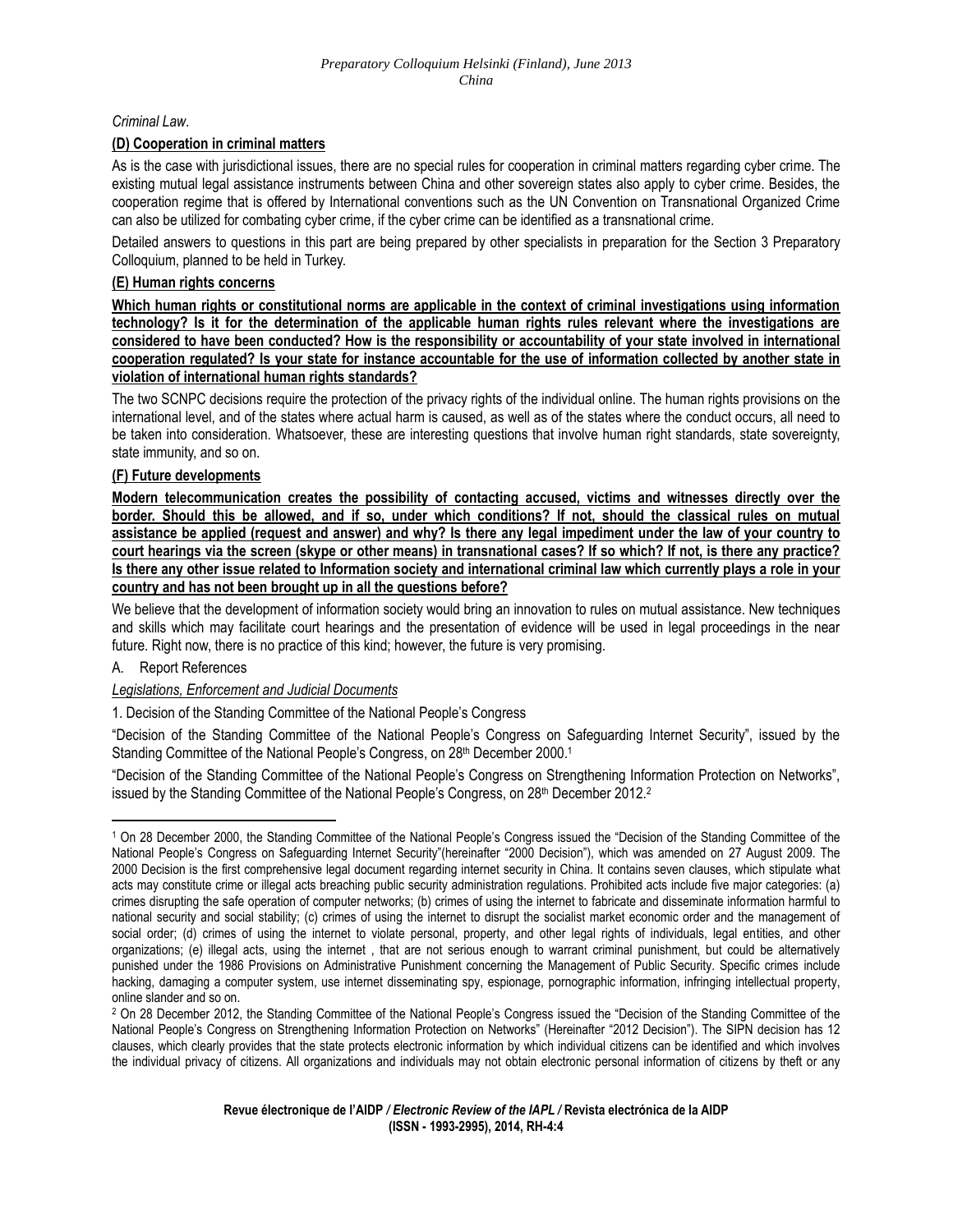*Criminal Law*.

**(D) Cooperation in criminal matters**

As is the case with jurisdictional issues, there are no special rules for cooperation in criminal matters regarding cyber crime. The existing mutual legal assistance instruments between China and other sovereign states also apply to cyber crime. Besides, the cooperation regime that is offered by International conventions such as the UN Convention on Transnational Organized Crime can also be utilized for combating cyber crime, if the cyber crime can be identified as a transnational crime.

Detailed answers to questions in this part are being prepared by other specialists in preparation for the Section 3 Preparatory Colloquium, planned to be held in Turkey.

**(E) Human rights concerns**

**Which human rights or constitutional norms are applicable in the context of criminal investigations using information technology? Is it for the determination of the applicable human rights rules relevant where the investigations are considered to have been conducted? How is the responsibility or accountability of your state involved in international cooperation regulated? Is your state for instance accountable for the use of information collected by another state in violation of international human rights standards?**

The two SCNPC decisions require the protection of the privacy rights of the individual online. The human rights provisions on the international level, and of the states where actual harm is caused, as well as of the states where the conduct occurs, all need to be taken into consideration. Whatsoever, these are interesting questions that involve human right standards, state sovereignty, state immunity, and so on.

**(F) Future developments**

**Modern telecommunication creates the possibility of contacting accused, victims and witnesses directly over the border. Should this be allowed, and if so, under which conditions? If not, should the classical rules on mutual assistance be applied (request and answer) and why? Is there any legal impediment under the law of your country to court hearings via the screen (skype or other means) in transnational cases? If so which? If not, is there any practice? Is there any other issue related to Information society and international criminal law which currently plays a role in your country and has not been brought up in all the questions before?**

We believe that the development of information society would bring an innovation to rules on mutual assistance. New techniques and skills which may facilitate court hearings and the presentation of evidence will be used in legal proceedings in the near future. Right now, there is no practice of this kind; however, the future is very promising.

A. Report References

*Legislations, Enforcement and Judicial Documents*

1. Decision of the Standing Committee of the National People's Congress

"Decision of the Standing Committee of the National People's Congress on Safeguarding Internet Security", issued by the Standing Committee of the National People's Congress, on 28th December 2000.[1]

"Decision of the Standing Committee of the National People's Congress on Strengthening Information Protection on Networks", issued by the Standing Committee of the National People's Congress, on 28th December 2012.[2]

---

[1] On 28 December 2000, the Standing Committee of the National People's Congress issued the "Decision of the Standing Committee of the National People's Congress on Safeguarding Internet Security"(hereinafter "2000 Decision"), which was amended on 27 August 2009. The 2000 Decision is the first comprehensive legal document regarding internet security in China. It contains seven clauses, which stipulate what acts may constitute crime or illegal acts breaching public security administration regulations. Prohibited acts include five major categories: (a) crimes disrupting the safe operation of computer networks; (b) crimes of using the internet to fabricate and disseminate information harmful to national security and social stability; (c) crimes of using the internet to disrupt the socialist market economic order and the management of social order; (d) crimes of using the internet to violate personal, property, and other legal rights of individuals, legal entities, and other organizations; (e) illegal acts, using the internet , that are not serious enough to warrant criminal punishment, but could be alternatively punished under the 1986 Provisions on Administrative Punishment concerning the Management of Public Security. Specific crimes include hacking, damaging a computer system, use internet disseminating spy, espionage, pornographic information, infringing intellectual property, online slander and so on.

[2] On 28 December 2012, the Standing Committee of the National People's Congress issued the "Decision of the Standing Committee of the National People's Congress on Strengthening Information Protection on Networks" (Hereinafter "2012 Decision"). The SIPN decision has 12 clauses, which clearly provides that the state protects electronic information by which individual citizens can be identified and which involves the individual privacy of citizens. All organizations and individuals may not obtain electronic personal information of citizens by theft or any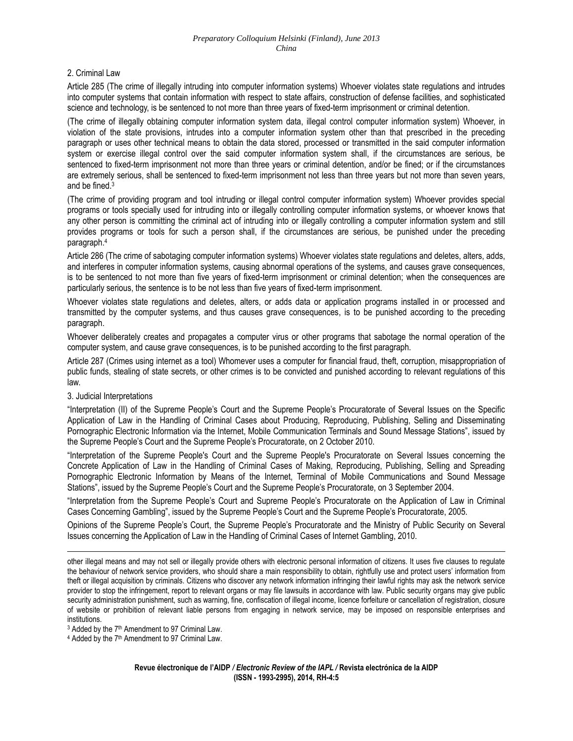## 2. Criminal Law

Article 285 (The crime of illegally intruding into computer information systems) Whoever violates state regulations and intrudes into computer systems that contain information with respect to state affairs, construction of defense facilities, and sophisticated science and technology, is be sentenced to not more than three years of fixed-term imprisonment or criminal detention.

(The crime of illegally obtaining computer information system data, illegal control computer information system) Whoever, in violation of the state provisions, intrudes into a computer information system other than that prescribed in the preceding paragraph or uses other technical means to obtain the data stored, processed or transmitted in the said computer information system or exercise illegal control over the said computer information system shall, if the circumstances are serious, be sentenced to fixed-term imprisonment not more than three years or criminal detention, and/or be fined; or if the circumstances are extremely serious, shall be sentenced to fixed-term imprisonment not less than three years but not more than seven years, and be fined.[3]

(The crime of providing program and tool intruding or illegal control computer information system) Whoever provides special programs or tools specially used for intruding into or illegally controlling computer information systems, or whoever knows that any other person is committing the criminal act of intruding into or illegally controlling a computer information system and still provides programs or tools for such a person shall, if the circumstances are serious, be punished under the preceding paragraph.[4]

Article 286 (The crime of sabotaging computer information systems) Whoever violates state regulations and deletes, alters, adds, and interferes in computer information systems, causing abnormal operations of the systems, and causes grave consequences, is to be sentenced to not more than five years of fixed-term imprisonment or criminal detention; when the consequences are particularly serious, the sentence is to be not less than five years of fixed-term imprisonment.

Whoever violates state regulations and deletes, alters, or adds data or application programs installed in or processed and transmitted by the computer systems, and thus causes grave consequences, is to be punished according to the preceding paragraph.

Whoever deliberately creates and propagates a computer virus or other programs that sabotage the normal operation of the computer system, and cause grave consequences, is to be punished according to the first paragraph.

Article 287 (Crimes using internet as a tool) Whomever uses a computer for financial fraud, theft, corruption, misappropriation of public funds, stealing of state secrets, or other crimes is to be convicted and punished according to relevant regulations of this law.

## 3. Judicial Interpretations

"Interpretation (II) of the Supreme People's Court and the Supreme People's Procuratorate of Several Issues on the Specific Application of Law in the Handling of Criminal Cases about Producing, Reproducing, Publishing, Selling and Disseminating Pornographic Electronic Information via the Internet, Mobile Communication Terminals and Sound Message Stations", issued by the Supreme People's Court and the Supreme People's Procuratorate, on 2 October 2010.

"Interpretation of the Supreme People's Court and the Supreme People's Procuratorate on Several Issues concerning the Concrete Application of Law in the Handling of Criminal Cases of Making, Reproducing, Publishing, Selling and Spreading Pornographic Electronic Information by Means of the Internet, Terminal of Mobile Communications and Sound Message Stations", issued by the Supreme People's Court and the Supreme People's Procuratorate, on 3 September 2004.

"Interpretation from the Supreme People's Court and Supreme People's Procuratorate on the Application of Law in Criminal Cases Concerning Gambling", issued by the Supreme People's Court and the Supreme People's Procuratorate, 2005.

Opinions of the Supreme People's Court, the Supreme People's Procuratorate and the Ministry of Public Security on Several Issues concerning the Application of Law in the Handling of Criminal Cases of Internet Gambling, 2010.

---

other illegal means and may not sell or illegally provide others with electronic personal information of citizens. It uses five clauses to regulate the behaviour of network service providers, who should share a main responsibility to obtain, rightfully use and protect users' information from theft or illegal acquisition by criminals. Citizens who discover any network information infringing their lawful rights may ask the network service provider to stop the infringement, report to relevant organs or may file lawsuits in accordance with law. Public security organs may give public security administration punishment, such as warning, fine, confiscation of illegal income, licence forfeiture or cancellation of registration, closure of website or prohibition of relevant liable persons from engaging in network service, may be imposed on responsible enterprises and institutions.

[3] Added by the 7th Amendment to 97 Criminal Law.

[4] Added by the 7th Amendment to 97 Criminal Law.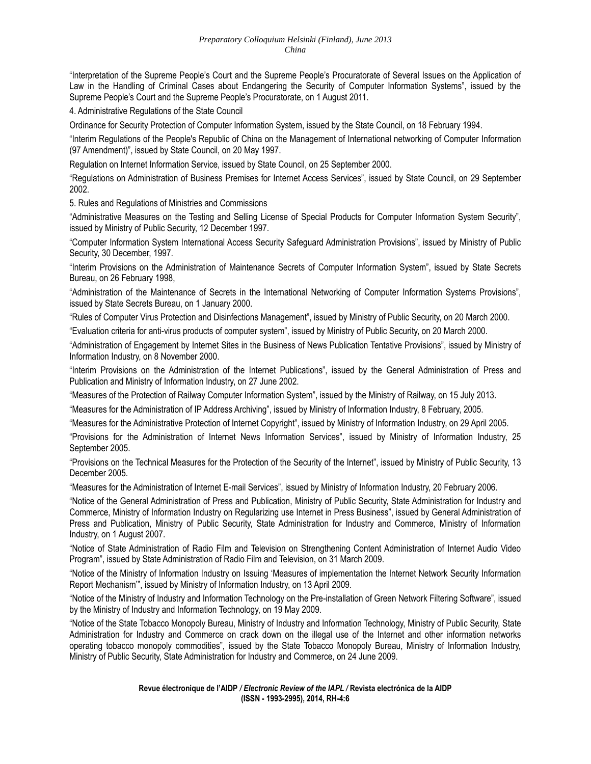"Interpretation of the Supreme People's Court and the Supreme People's Procuratorate of Several Issues on the Application of Law in the Handling of Criminal Cases about Endangering the Security of Computer Information Systems", issued by the Supreme People's Court and the Supreme People's Procuratorate, on 1 August 2011.

4. Administrative Regulations of the State Council

Ordinance for Security Protection of Computer Information System, issued by the State Council, on 18 February 1994.

"Interim Regulations of the People's Republic of China on the Management of International networking of Computer Information (97 Amendment)", issued by State Council, on 20 May 1997.

Regulation on Internet Information Service, issued by State Council, on 25 September 2000.

"Regulations on Administration of Business Premises for Internet Access Services", issued by State Council, on 29 September 2002.

5. Rules and Regulations of Ministries and Commissions

"Administrative Measures on the Testing and Selling License of Special Products for Computer Information System Security", issued by Ministry of Public Security, 12 December 1997.

"Computer Information System International Access Security Safeguard Administration Provisions", issued by Ministry of Public Security, 30 December, 1997.

"Interim Provisions on the Administration of Maintenance Secrets of Computer Information System", issued by State Secrets Bureau, on 26 February 1998,

"Administration of the Maintenance of Secrets in the International Networking of Computer Information Systems Provisions", issued by State Secrets Bureau, on 1 January 2000.

"Rules of Computer Virus Protection and Disinfections Management", issued by Ministry of Public Security, on 20 March 2000.

"Evaluation criteria for anti-virus products of computer system", issued by Ministry of Public Security, on 20 March 2000.

"Administration of Engagement by Internet Sites in the Business of News Publication Tentative Provisions", issued by Ministry of Information Industry, on 8 November 2000.

"Interim Provisions on the Administration of the Internet Publications", issued by the General Administration of Press and Publication and Ministry of Information Industry, on 27 June 2002.

"Measures of the Protection of Railway Computer Information System", issued by the Ministry of Railway, on 15 July 2013.

"Measures for the Administration of IP Address Archiving", issued by Ministry of Information Industry, 8 February, 2005.

"Measures for the Administrative Protection of Internet Copyright", issued by Ministry of Information Industry, on 29 April 2005.

"Provisions for the Administration of Internet News Information Services", issued by Ministry of Information Industry, 25 September 2005.

"Provisions on the Technical Measures for the Protection of the Security of the Internet", issued by Ministry of Public Security, 13 December 2005.

"Measures for the Administration of Internet E-mail Services", issued by Ministry of Information Industry, 20 February 2006.

"Notice of the General Administration of Press and Publication, Ministry of Public Security, State Administration for Industry and Commerce, Ministry of Information Industry on Regularizing use Internet in Press Business", issued by General Administration of Press and Publication, Ministry of Public Security, State Administration for Industry and Commerce, Ministry of Information Industry, on 1 August 2007.

"Notice of State Administration of Radio Film and Television on Strengthening Content Administration of Internet Audio Video Program", issued by State Administration of Radio Film and Television, on 31 March 2009.

"Notice of the Ministry of Information Industry on Issuing 'Measures of implementation the Internet Network Security Information Report Mechanism'", issued by Ministry of Information Industry, on 13 April 2009.

"Notice of the Ministry of Industry and Information Technology on the Pre-installation of Green Network Filtering Software", issued by the Ministry of Industry and Information Technology, on 19 May 2009.

"Notice of the State Tobacco Monopoly Bureau, Ministry of Industry and Information Technology, Ministry of Public Security, State Administration for Industry and Commerce on crack down on the illegal use of the Internet and other information networks operating tobacco monopoly commodities", issued by the State Tobacco Monopoly Bureau, Ministry of Information Industry, Ministry of Public Security, State Administration for Industry and Commerce, on 24 June 2009.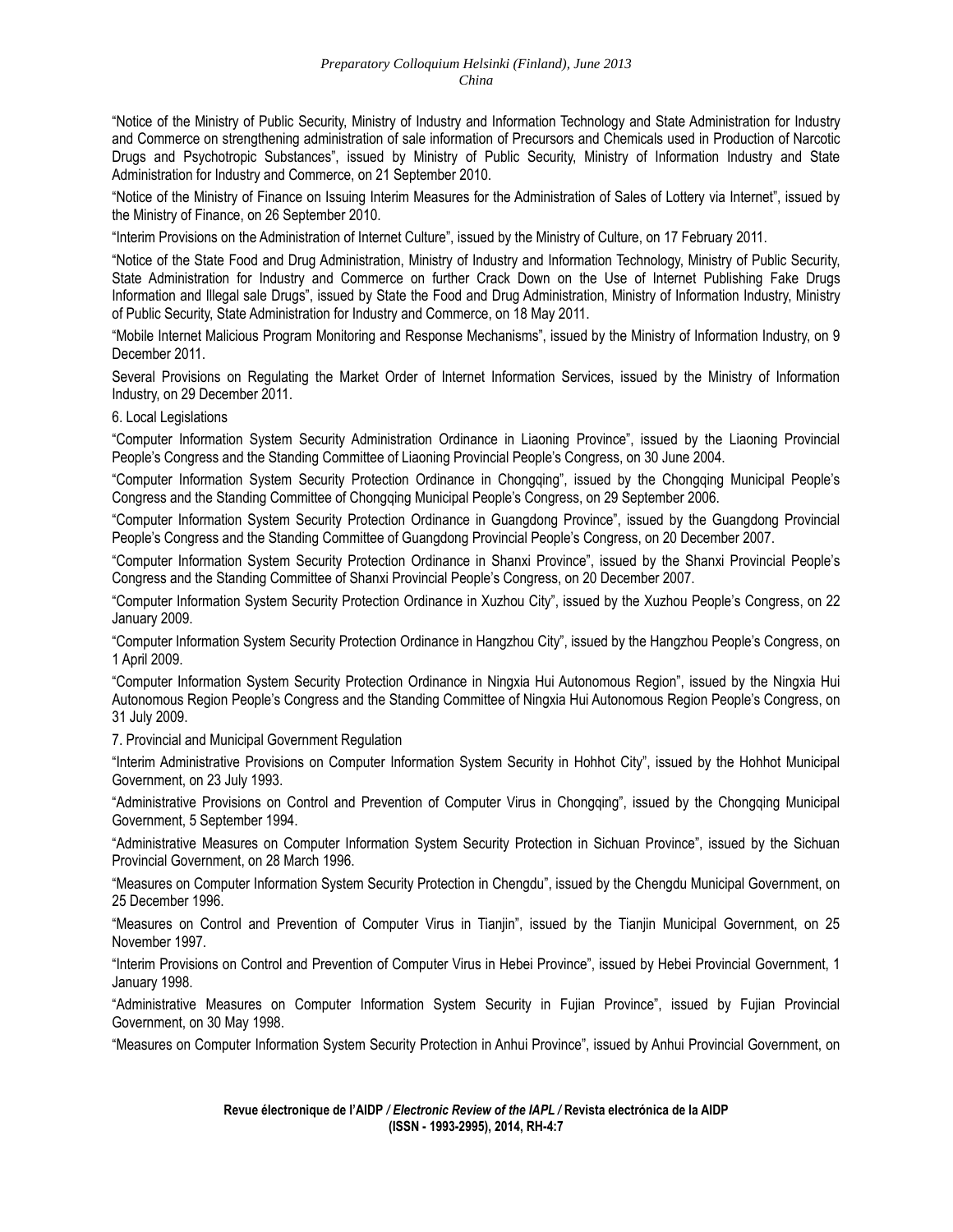"Notice of the Ministry of Public Security, Ministry of Industry and Information Technology and State Administration for Industry and Commerce on strengthening administration of sale information of Precursors and Chemicals used in Production of Narcotic Drugs and Psychotropic Substances", issued by Ministry of Public Security, Ministry of Information Industry and State Administration for Industry and Commerce, on 21 September 2010.

"Notice of the Ministry of Finance on Issuing Interim Measures for the Administration of Sales of Lottery via Internet", issued by the Ministry of Finance, on 26 September 2010.

"Interim Provisions on the Administration of Internet Culture", issued by the Ministry of Culture, on 17 February 2011.

"Notice of the State Food and Drug Administration, Ministry of Industry and Information Technology, Ministry of Public Security, State Administration for Industry and Commerce on further Crack Down on the Use of Internet Publishing Fake Drugs Information and Illegal sale Drugs", issued by State the Food and Drug Administration, Ministry of Information Industry, Ministry of Public Security, State Administration for Industry and Commerce, on 18 May 2011.

"Mobile Internet Malicious Program Monitoring and Response Mechanisms", issued by the Ministry of Information Industry, on 9 December 2011.

Several Provisions on Regulating the Market Order of Internet Information Services, issued by the Ministry of Information Industry, on 29 December 2011.

6. Local Legislations

"Computer Information System Security Administration Ordinance in Liaoning Province", issued by the Liaoning Provincial People's Congress and the Standing Committee of Liaoning Provincial People's Congress, on 30 June 2004.

"Computer Information System Security Protection Ordinance in Chongqing", issued by the Chongqing Municipal People's Congress and the Standing Committee of Chongqing Municipal People's Congress, on 29 September 2006.

"Computer Information System Security Protection Ordinance in Guangdong Province", issued by the Guangdong Provincial People's Congress and the Standing Committee of Guangdong Provincial People's Congress, on 20 December 2007.

"Computer Information System Security Protection Ordinance in Shanxi Province", issued by the Shanxi Provincial People's Congress and the Standing Committee of Shanxi Provincial People's Congress, on 20 December 2007.

"Computer Information System Security Protection Ordinance in Xuzhou City", issued by the Xuzhou People's Congress, on 22 January 2009.

"Computer Information System Security Protection Ordinance in Hangzhou City", issued by the Hangzhou People's Congress, on 1 April 2009.

"Computer Information System Security Protection Ordinance in Ningxia Hui Autonomous Region", issued by the Ningxia Hui Autonomous Region People's Congress and the Standing Committee of Ningxia Hui Autonomous Region People's Congress, on 31 July 2009.

7. Provincial and Municipal Government Regulation

"Interim Administrative Provisions on Computer Information System Security in Hohhot City", issued by the Hohhot Municipal Government, on 23 July 1993.

"Administrative Provisions on Control and Prevention of Computer Virus in Chongqing", issued by the Chongqing Municipal Government, 5 September 1994.

"Administrative Measures on Computer Information System Security Protection in Sichuan Province", issued by the Sichuan Provincial Government, on 28 March 1996.

"Measures on Computer Information System Security Protection in Chengdu", issued by the Chengdu Municipal Government, on 25 December 1996.

"Measures on Control and Prevention of Computer Virus in Tianjin", issued by the Tianjin Municipal Government, on 25 November 1997.

"Interim Provisions on Control and Prevention of Computer Virus in Hebei Province", issued by Hebei Provincial Government, 1 January 1998.

"Administrative Measures on Computer Information System Security in Fujian Province", issued by Fujian Provincial Government, on 30 May 1998.

"Measures on Computer Information System Security Protection in Anhui Province", issued by Anhui Provincial Government, on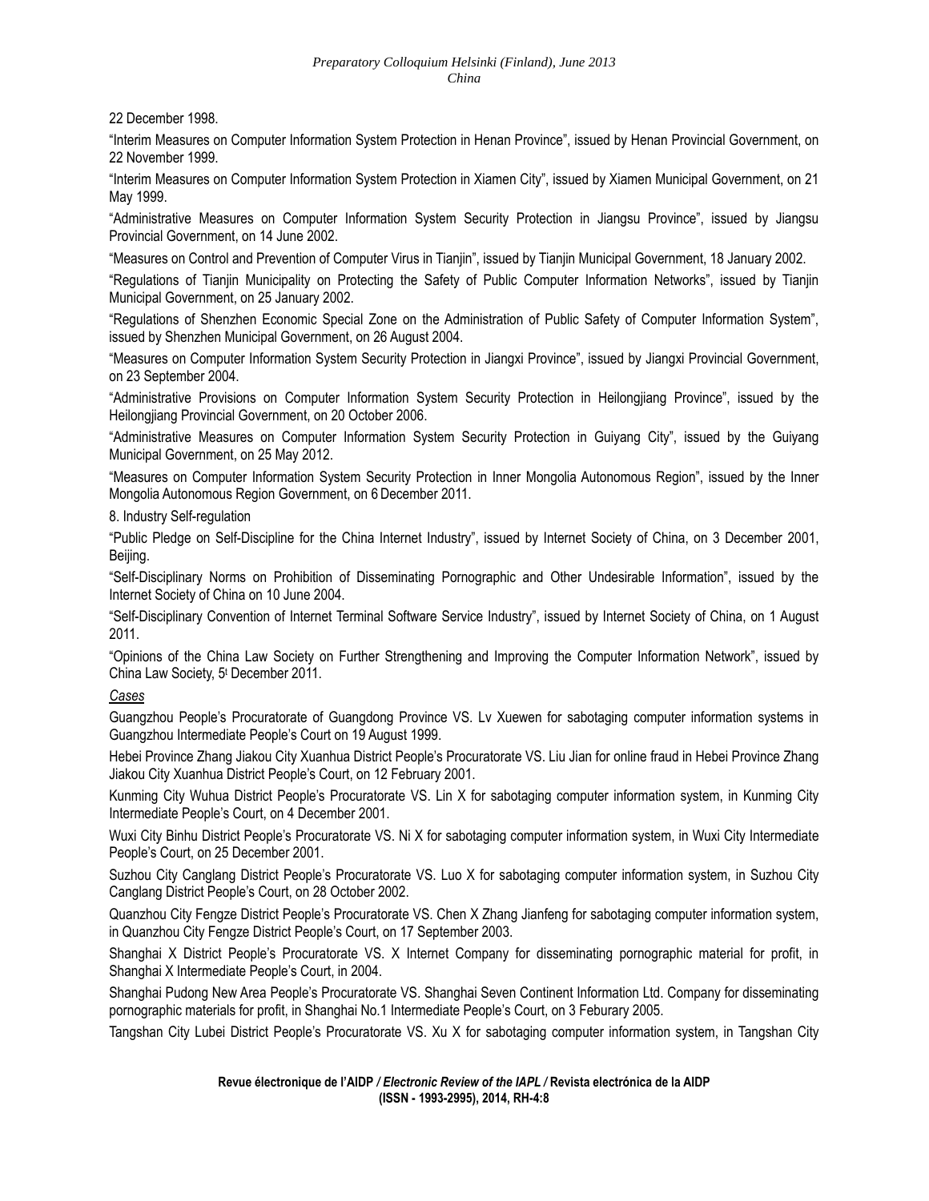22 December 1998.

"Interim Measures on Computer Information System Protection in Henan Province", issued by Henan Provincial Government, on 22 November 1999.

"Interim Measures on Computer Information System Protection in Xiamen City", issued by Xiamen Municipal Government, on 21 May 1999.

"Administrative Measures on Computer Information System Security Protection in Jiangsu Province", issued by Jiangsu Provincial Government, on 14 June 2002.

"Measures on Control and Prevention of Computer Virus in Tianjin", issued by Tianjin Municipal Government, 18 January 2002.

"Regulations of Tianjin Municipality on Protecting the Safety of Public Computer Information Networks", issued by Tianjin Municipal Government, on 25 January 2002.

"Regulations of Shenzhen Economic Special Zone on the Administration of Public Safety of Computer Information System", issued by Shenzhen Municipal Government, on 26 August 2004.

"Measures on Computer Information System Security Protection in Jiangxi Province", issued by Jiangxi Provincial Government, on 23 September 2004.

"Administrative Provisions on Computer Information System Security Protection in Heilongjiang Province", issued by the Heilongjiang Provincial Government, on 20 October 2006.

"Administrative Measures on Computer Information System Security Protection in Guiyang City", issued by the Guiyang Municipal Government, on 25 May 2012.

"Measures on Computer Information System Security Protection in Inner Mongolia Autonomous Region", issued by the Inner Mongolia Autonomous Region Government, on 6 December 2011.

8. Industry Self-regulation

"Public Pledge on Self-Discipline for the China Internet Industry", issued by Internet Society of China, on 3 December 2001, Beijing.

"Self-Disciplinary Norms on Prohibition of Disseminating Pornographic and Other Undesirable Information", issued by the Internet Society of China on 10 June 2004.

"Self-Disciplinary Convention of Internet Terminal Software Service Industry", issued by Internet Society of China, on 1 August 2011.

"Opinions of the China Law Society on Further Strengthening and Improving the Computer Information Network", issued by China Law Society, 5t December 2011.

*Cases*

Guangzhou People's Procuratorate of Guangdong Province VS. Lv Xuewen for sabotaging computer information systems in Guangzhou Intermediate People's Court on 19 August 1999.

Hebei Province Zhang Jiakou City Xuanhua District People's Procuratorate VS. Liu Jian for online fraud in Hebei Province Zhang Jiakou City Xuanhua District People's Court, on 12 February 2001.

Kunming City Wuhua District People's Procuratorate VS. Lin X for sabotaging computer information system, in Kunming City Intermediate People's Court, on 4 December 2001.

Wuxi City Binhu District People's Procuratorate VS. Ni X for sabotaging computer information system, in Wuxi City Intermediate People's Court, on 25 December 2001.

Suzhou City Canglang District People's Procuratorate VS. Luo X for sabotaging computer information system, in Suzhou City Canglang District People's Court, on 28 October 2002.

Quanzhou City Fengze District People's Procuratorate VS. Chen X Zhang Jianfeng for sabotaging computer information system, in Quanzhou City Fengze District People's Court, on 17 September 2003.

Shanghai X District People's Procuratorate VS. X Internet Company for disseminating pornographic material for profit, in Shanghai X Intermediate People's Court, in 2004.

Shanghai Pudong New Area People's Procuratorate VS. Shanghai Seven Continent Information Ltd. Company for disseminating pornographic materials for profit, in Shanghai No.1 Intermediate People's Court, on 3 Feburary 2005.

Tangshan City Lubei District People's Procuratorate VS. Xu X for sabotaging computer information system, in Tangshan City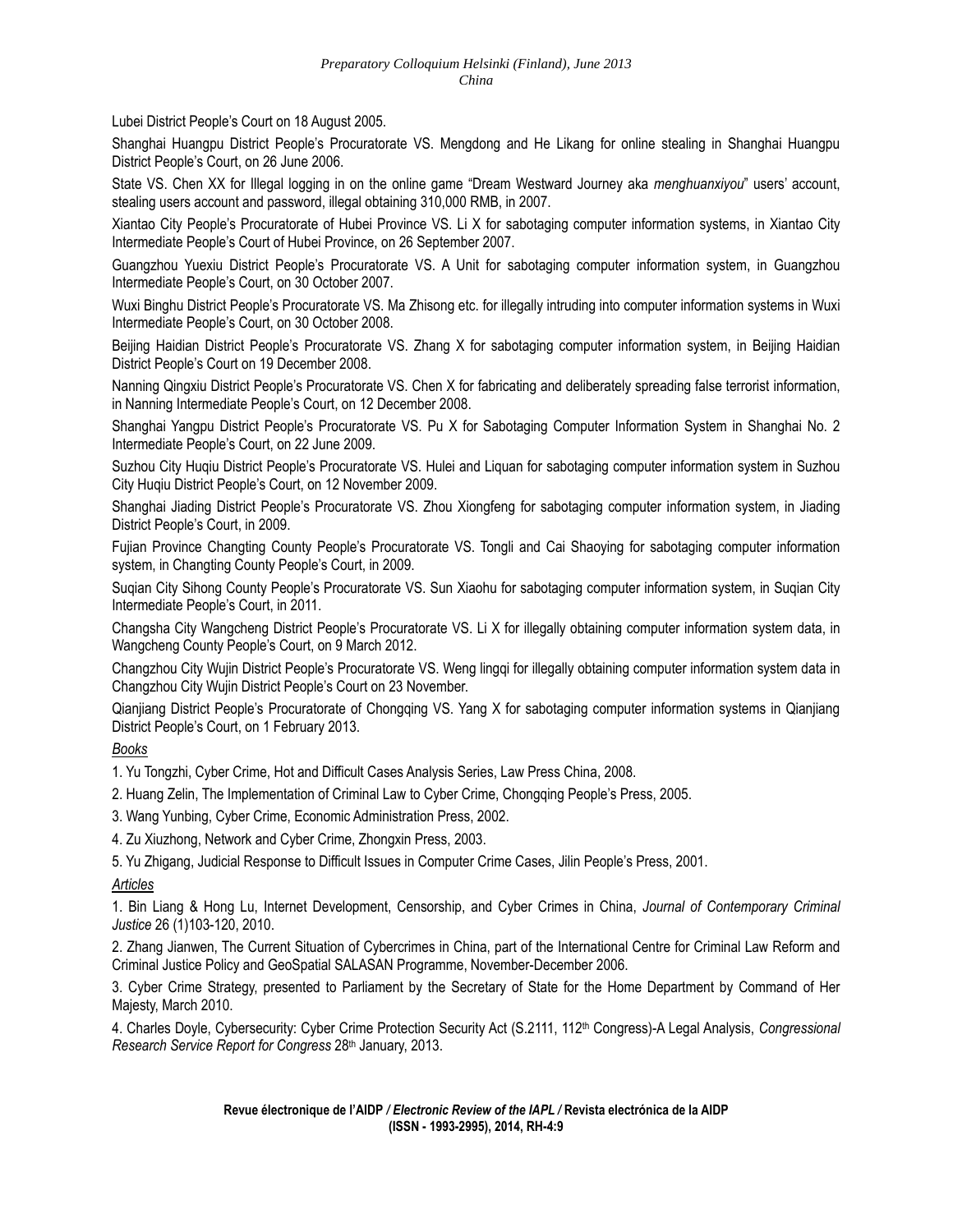Lubei District People's Court on 18 August 2005.

Shanghai Huangpu District People's Procuratorate VS. Mengdong and He Likang for online stealing in Shanghai Huangpu District People's Court, on 26 June 2006.

State VS. Chen XX for Illegal logging in on the online game "Dream Westward Journey aka *menghuanxiyou*" users' account, stealing users account and password, illegal obtaining 310,000 RMB, in 2007.

Xiantao City People's Procuratorate of Hubei Province VS. Li X for sabotaging computer information systems, in Xiantao City Intermediate People's Court of Hubei Province, on 26 September 2007.

Guangzhou Yuexiu District People's Procuratorate VS. A Unit for sabotaging computer information system, in Guangzhou Intermediate People's Court, on 30 October 2007.

Wuxi Binghu District People's Procuratorate VS. Ma Zhisong etc. for illegally intruding into computer information systems in Wuxi Intermediate People's Court, on 30 October 2008.

Beijing Haidian District People's Procuratorate VS. Zhang X for sabotaging computer information system, in Beijing Haidian District People's Court on 19 December 2008.

Nanning Qingxiu District People's Procuratorate VS. Chen X for fabricating and deliberately spreading false terrorist information, in Nanning Intermediate People's Court, on 12 December 2008.

Shanghai Yangpu District People's Procuratorate VS. Pu X for Sabotaging Computer Information System in Shanghai No. 2 Intermediate People's Court, on 22 June 2009.

Suzhou City Huqiu District People's Procuratorate VS. Hulei and Liquan for sabotaging computer information system in Suzhou City Huqiu District People's Court, on 12 November 2009.

Shanghai Jiading District People's Procuratorate VS. Zhou Xiongfeng for sabotaging computer information system, in Jiading District People's Court, in 2009.

Fujian Province Changting County People's Procuratorate VS. Tongli and Cai Shaoying for sabotaging computer information system, in Changting County People's Court, in 2009.

Suqian City Sihong County People's Procuratorate VS. Sun Xiaohu for sabotaging computer information system, in Suqian City Intermediate People's Court, in 2011.

Changsha City Wangcheng District People's Procuratorate VS. Li X for illegally obtaining computer information system data, in Wangcheng County People's Court, on 9 March 2012.

Changzhou City Wujin District People's Procuratorate VS. Weng lingqi for illegally obtaining computer information system data in Changzhou City Wujin District People's Court on 23 November.

Qianjiang District People's Procuratorate of Chongqing VS. Yang X for sabotaging computer information systems in Qianjiang District People's Court, on 1 February 2013.

*Books*

1. Yu Tongzhi, Cyber Crime, Hot and Difficult Cases Analysis Series, Law Press China, 2008.

2. Huang Zelin, The Implementation of Criminal Law to Cyber Crime, Chongqing People's Press, 2005.

3. Wang Yunbing, Cyber Crime, Economic Administration Press, 2002.

4. Zu Xiuzhong, Network and Cyber Crime, Zhongxin Press, 2003.

5. Yu Zhigang, Judicial Response to Difficult Issues in Computer Crime Cases, Jilin People's Press, 2001.

*Articles*

1. Bin Liang & Hong Lu, Internet Development, Censorship, and Cyber Crimes in China, *Journal of Contemporary Criminal Justice* 26 (1)103-120, 2010.

2. Zhang Jianwen, The Current Situation of Cybercrimes in China, part of the International Centre for Criminal Law Reform and Criminal Justice Policy and GeoSpatial SALASAN Programme, November-December 2006.

3. Cyber Crime Strategy, presented to Parliament by the Secretary of State for the Home Department by Command of Her Majesty, March 2010.

4. Charles Doyle, Cybersecurity: Cyber Crime Protection Security Act (S.2111, 112th Congress)-A Legal Analysis, *Congressional Research Service Report for Congress* 28th January, 2013.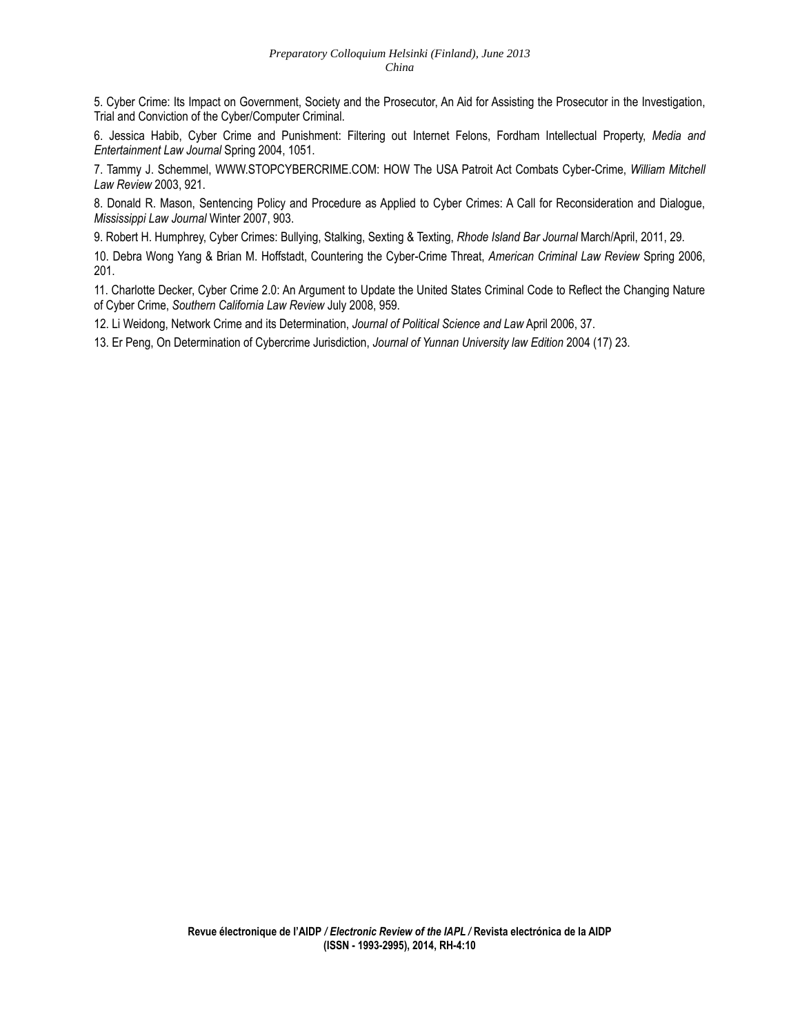5. Cyber Crime: Its Impact on Government, Society and the Prosecutor, An Aid for Assisting the Prosecutor in the Investigation, Trial and Conviction of the Cyber/Computer Criminal.

6. Jessica Habib, Cyber Crime and Punishment: Filtering out Internet Felons, Fordham Intellectual Property, *Media and Entertainment Law Journal* Spring 2004, 1051.

7. Tammy J. Schemmel, WWW.STOPCYBERCRIME.COM: HOW The USA Patroit Act Combats Cyber-Crime, *William Mitchell Law Review* 2003, 921.

8. Donald R. Mason, Sentencing Policy and Procedure as Applied to Cyber Crimes: A Call for Reconsideration and Dialogue, *Mississippi Law Journal* Winter 2007, 903.

9. Robert H. Humphrey, Cyber Crimes: Bullying, Stalking, Sexting & Texting, *Rhode Island Bar Journal* March/April, 2011, 29.

10. Debra Wong Yang & Brian M. Hoffstadt, Countering the Cyber-Crime Threat, *American Criminal Law Review* Spring 2006, 201.

11. Charlotte Decker, Cyber Crime 2.0: An Argument to Update the United States Criminal Code to Reflect the Changing Nature of Cyber Crime, *Southern California Law Review* July 2008, 959.

12. Li Weidong, Network Crime and its Determination, *Journal of Political Science and Law* April 2006, 37.

13. Er Peng, On Determination of Cybercrime Jurisdiction, *Journal of Yunnan University law Edition* 2004 (17) 23.